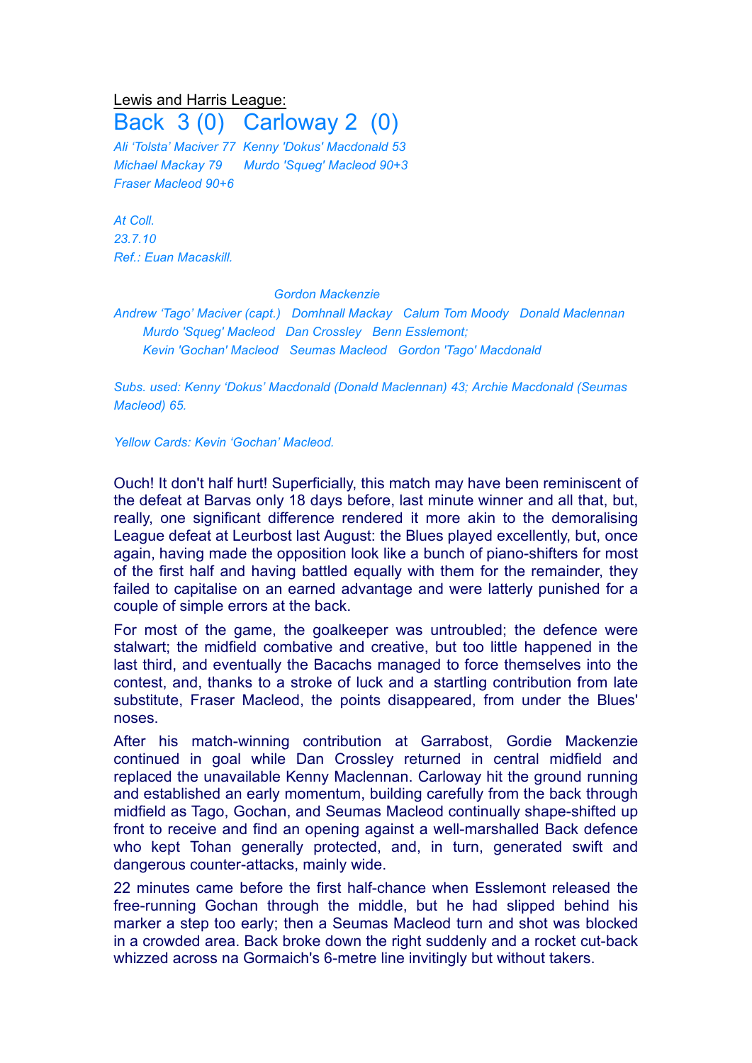Lewis and Harris League:

## Back 3 (0) Carloway 2 (0)

*Ali 'Tolsta' Maciver 77 Kenny 'Dokus' Macdonald 53*
*Michael Mackay 79 Murdo 'Squeg' Macleod 90+3*
*Fraser Macleod 90+6*

*At Coll.*
*23.7.10*
*Ref.: Euan Macaskill.*

*Gordon Mackenzie*

*Andrew 'Tago' Maciver (capt.) Domhnall Mackay Calum Tom Moody Donald Maclennan*
*Murdo 'Squeg' Macleod Dan Crossley Benn Esslemont;*
*Kevin 'Gochan' Macleod Seumas Macleod Gordon 'Tago' Macdonald*

*Subs. used: Kenny 'Dokus' Macdonald (Donald Maclennan) 43; Archie Macdonald (Seumas Macleod) 65.*

*Yellow Cards: Kevin 'Gochan' Macleod.*

Ouch! It don't half hurt! Superficially, this match may have been reminiscent of the defeat at Barvas only 18 days before, last minute winner and all that, but, really, one significant difference rendered it more akin to the demoralising League defeat at Leurbost last August: the Blues played excellently, but, once again, having made the opposition look like a bunch of piano-shifters for most of the first half and having battled equally with them for the remainder, they failed to capitalise on an earned advantage and were latterly punished for a couple of simple errors at the back.

For most of the game, the goalkeeper was untroubled; the defence were stalwart; the midfield combative and creative, but too little happened in the last third, and eventually the Bacachs managed to force themselves into the contest, and, thanks to a stroke of luck and a startling contribution from late substitute, Fraser Macleod, the points disappeared, from under the Blues' noses.

After his match-winning contribution at Garrabost, Gordie Mackenzie continued in goal while Dan Crossley returned in central midfield and replaced the unavailable Kenny Maclennan. Carloway hit the ground running and established an early momentum, building carefully from the back through midfield as Tago, Gochan, and Seumas Macleod continually shape-shifted up front to receive and find an opening against a well-marshalled Back defence who kept Tohan generally protected, and, in turn, generated swift and dangerous counter-attacks, mainly wide.

22 minutes came before the first half-chance when Esslemont released the free-running Gochan through the middle, but he had slipped behind his marker a step too early; then a Seumas Macleod turn and shot was blocked in a crowded area. Back broke down the right suddenly and a rocket cut-back whizzed across na Gormaich's 6-metre line invitingly but without takers.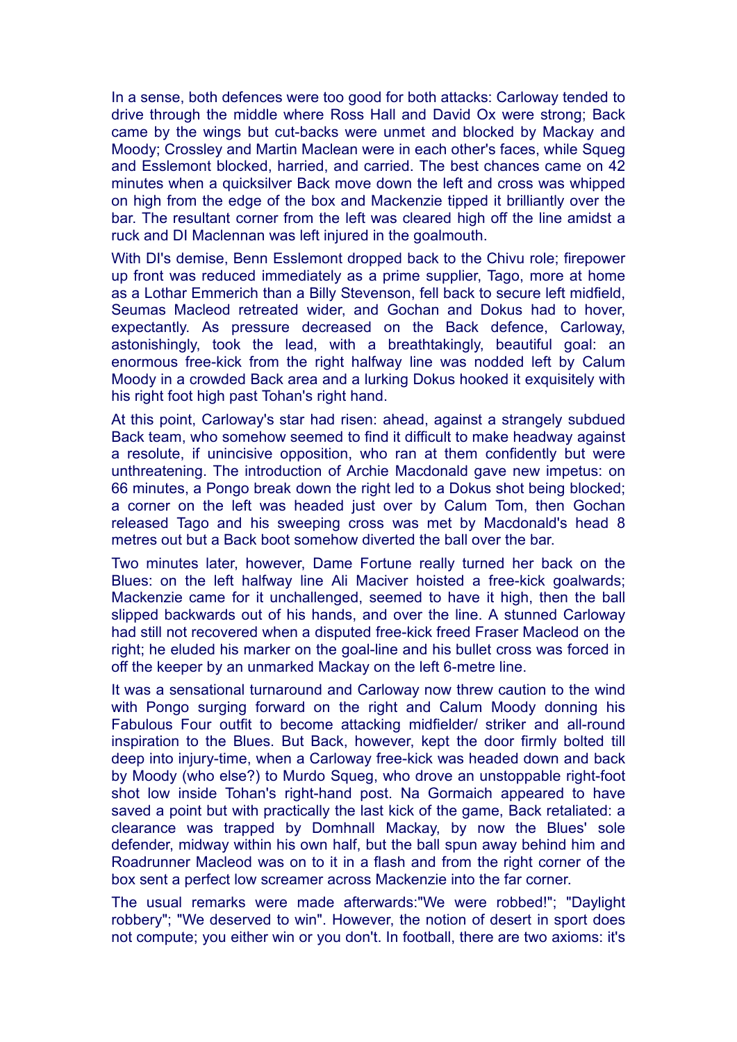In a sense, both defences were too good for both attacks: Carloway tended to drive through the middle where Ross Hall and David Ox were strong; Back came by the wings but cut-backs were unmet and blocked by Mackay and Moody; Crossley and Martin Maclean were in each other's faces, while Squeg and Esslemont blocked, harried, and carried. The best chances came on 42 minutes when a quicksilver Back move down the left and cross was whipped on high from the edge of the box and Mackenzie tipped it brilliantly over the bar. The resultant corner from the left was cleared high off the line amidst a ruck and DI Maclennan was left injured in the goalmouth.

With DI's demise, Benn Esslemont dropped back to the Chivu role; firepower up front was reduced immediately as a prime supplier, Tago, more at home as a Lothar Emmerich than a Billy Stevenson, fell back to secure left midfield, Seumas Macleod retreated wider, and Gochan and Dokus had to hover, expectantly. As pressure decreased on the Back defence, Carloway, astonishingly, took the lead, with a breathtakingly, beautiful goal: an enormous free-kick from the right halfway line was nodded left by Calum Moody in a crowded Back area and a lurking Dokus hooked it exquisitely with his right foot high past Tohan's right hand.

At this point, Carloway's star had risen: ahead, against a strangely subdued Back team, who somehow seemed to find it difficult to make headway against a resolute, if unincisive opposition, who ran at them confidently but were unthreatening. The introduction of Archie Macdonald gave new impetus: on 66 minutes, a Pongo break down the right led to a Dokus shot being blocked; a corner on the left was headed just over by Calum Tom, then Gochan released Tago and his sweeping cross was met by Macdonald's head 8 metres out but a Back boot somehow diverted the ball over the bar.

Two minutes later, however, Dame Fortune really turned her back on the Blues: on the left halfway line Ali Maciver hoisted a free-kick goalwards; Mackenzie came for it unchallenged, seemed to have it high, then the ball slipped backwards out of his hands, and over the line. A stunned Carloway had still not recovered when a disputed free-kick freed Fraser Macleod on the right; he eluded his marker on the goal-line and his bullet cross was forced in off the keeper by an unmarked Mackay on the left 6-metre line.

It was a sensational turnaround and Carloway now threw caution to the wind with Pongo surging forward on the right and Calum Moody donning his Fabulous Four outfit to become attacking midfielder/ striker and all-round inspiration to the Blues. But Back, however, kept the door firmly bolted till deep into injury-time, when a Carloway free-kick was headed down and back by Moody (who else?) to Murdo Squeg, who drove an unstoppable right-foot shot low inside Tohan's right-hand post. Na Gormaich appeared to have saved a point but with practically the last kick of the game, Back retaliated: a clearance was trapped by Domhnall Mackay, by now the Blues' sole defender, midway within his own half, but the ball spun away behind him and Roadrunner Macleod was on to it in a flash and from the right corner of the box sent a perfect low screamer across Mackenzie into the far corner.

The usual remarks were made afterwards:"We were robbed!"; "Daylight robbery"; "We deserved to win". However, the notion of desert in sport does not compute; you either win or you don't. In football, there are two axioms: it's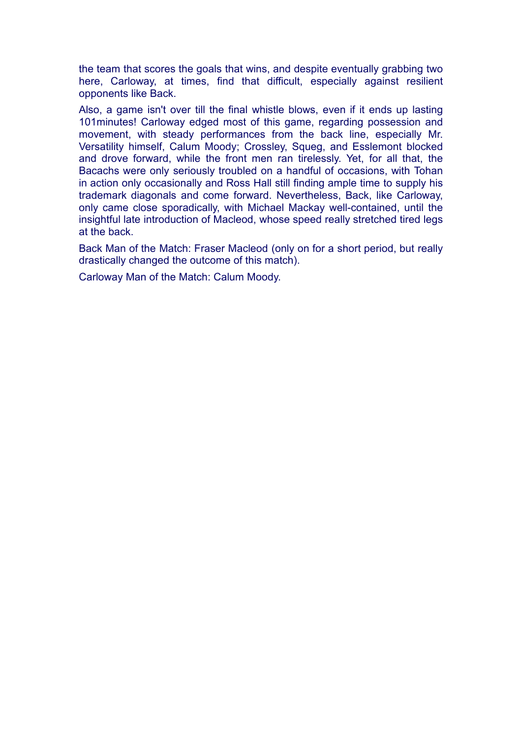the team that scores the goals that wins, and despite eventually grabbing two here, Carloway, at times, find that difficult, especially against resilient opponents like Back.

Also, a game isn't over till the final whistle blows, even if it ends up lasting 101minutes! Carloway edged most of this game, regarding possession and movement, with steady performances from the back line, especially Mr. Versatility himself, Calum Moody; Crossley, Squeg, and Esslemont blocked and drove forward, while the front men ran tirelessly. Yet, for all that, the Bacachs were only seriously troubled on a handful of occasions, with Tohan in action only occasionally and Ross Hall still finding ample time to supply his trademark diagonals and come forward. Nevertheless, Back, like Carloway, only came close sporadically, with Michael Mackay well-contained, until the insightful late introduction of Macleod, whose speed really stretched tired legs at the back.

Back Man of the Match: Fraser Macleod (only on for a short period, but really drastically changed the outcome of this match).

Carloway Man of the Match: Calum Moody.